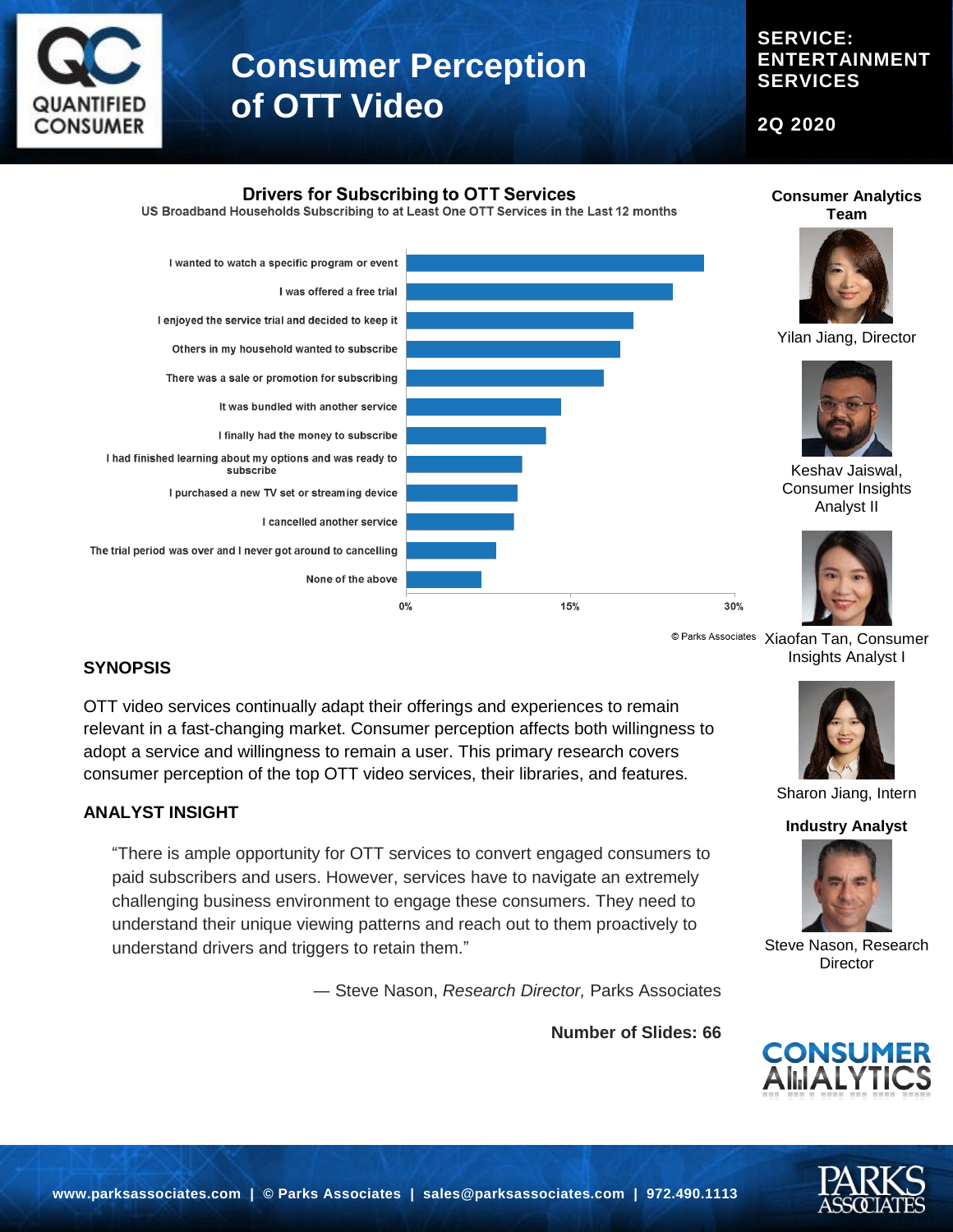# Consumer Perception of OTT Video

**SERVICE: ENTERTAINMENT SERVICES**

**2Q 2020**

## Drivers for Subscribing to OTT Services

US Broadband Households Subscribing to at Least One OTT Services in the Last 12 months

- I wanted to watch a specific program or event
- I was offered a free trial
- I enjoyed the service trial and decided to keep it
- Others in my household wanted to subscribe
- There was a sale or promotion for subscribing
- It was bundled with another service
- I finally had the money to subscribe
- I had finished learning about my options and was ready to subscribe
- I purchased a new TV set or streaming device
- I cancelled another service
- The trial period was over and I never got around to cancelling
- None of the above

0% 15% 30%

© Parks Associates

**Consumer Analytics Team**

Yilan Jiang, Director

Keshav Jaiswal, Consumer Insights Analyst II

Xiaofan Tan, Consumer Insights Analyst I

Sharon Jiang, Intern

**Industry Analyst**

Steve Nason, Research Director

## SYNOPSIS

OTT video services continually adapt their offerings and experiences to remain relevant in a fast-changing market. Consumer perception affects both willingness to adopt a service and willingness to remain a user. This primary research covers consumer perception of the top OTT video services, their libraries, and features.

## ANALYST INSIGHT

> "There is ample opportunity for OTT services to convert engaged consumers to paid subscribers and users. However, services have to navigate an extremely challenging business environment to engage these consumers. They need to understand their unique viewing patterns and reach out to them proactively to understand drivers and triggers to retain them."
>
> — Steve Nason, *Research Director,* Parks Associates

**Number of Slides: 66**

www.parksassociates.com | © Parks Associates | sales@parksassociates.com | 972.490.1113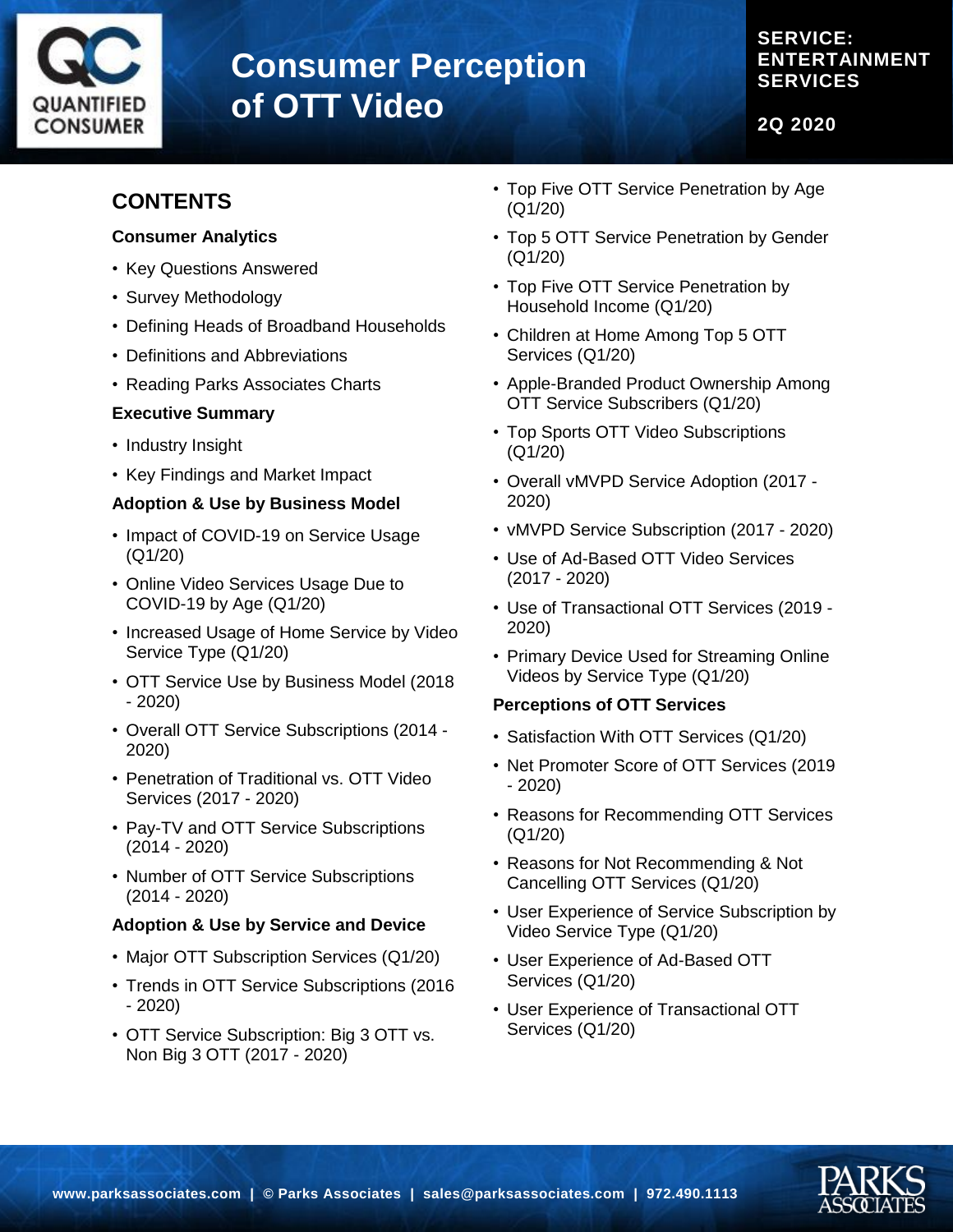# Consumer Perception of OTT Video

**SERVICE: ENTERTAINMENT SERVICES**

**2Q 2020**

## CONTENTS

### Consumer Analytics

- Key Questions Answered
- Survey Methodology
- Defining Heads of Broadband Households
- Definitions and Abbreviations
- Reading Parks Associates Charts

### Executive Summary

- Industry Insight
- Key Findings and Market Impact

### Adoption & Use by Business Model

- Impact of COVID-19 on Service Usage (Q1/20)
- Online Video Services Usage Due to COVID-19 by Age (Q1/20)
- Increased Usage of Home Service by Video Service Type (Q1/20)
- OTT Service Use by Business Model (2018 - 2020)
- Overall OTT Service Subscriptions (2014 - 2020)
- Penetration of Traditional vs. OTT Video Services (2017 - 2020)
- Pay-TV and OTT Service Subscriptions (2014 - 2020)
- Number of OTT Service Subscriptions (2014 - 2020)

### Adoption & Use by Service and Device

- Major OTT Subscription Services (Q1/20)
- Trends in OTT Service Subscriptions (2016 - 2020)
- OTT Service Subscription: Big 3 OTT vs. Non Big 3 OTT (2017 - 2020)
- Top Five OTT Service Penetration by Age (Q1/20)
- Top 5 OTT Service Penetration by Gender (Q1/20)
- Top Five OTT Service Penetration by Household Income (Q1/20)
- Children at Home Among Top 5 OTT Services (Q1/20)
- Apple-Branded Product Ownership Among OTT Service Subscribers (Q1/20)
- Top Sports OTT Video Subscriptions (Q1/20)
- Overall vMVPD Service Adoption (2017 - 2020)
- vMVPD Service Subscription (2017 - 2020)
- Use of Ad-Based OTT Video Services (2017 - 2020)
- Use of Transactional OTT Services (2019 - 2020)
- Primary Device Used for Streaming Online Videos by Service Type (Q1/20)

### Perceptions of OTT Services

- Satisfaction With OTT Services (Q1/20)
- Net Promoter Score of OTT Services (2019 - 2020)
- Reasons for Recommending OTT Services (Q1/20)
- Reasons for Not Recommending & Not Cancelling OTT Services (Q1/20)
- User Experience of Service Subscription by Video Service Type (Q1/20)
- User Experience of Ad-Based OTT Services (Q1/20)
- User Experience of Transactional OTT Services (Q1/20)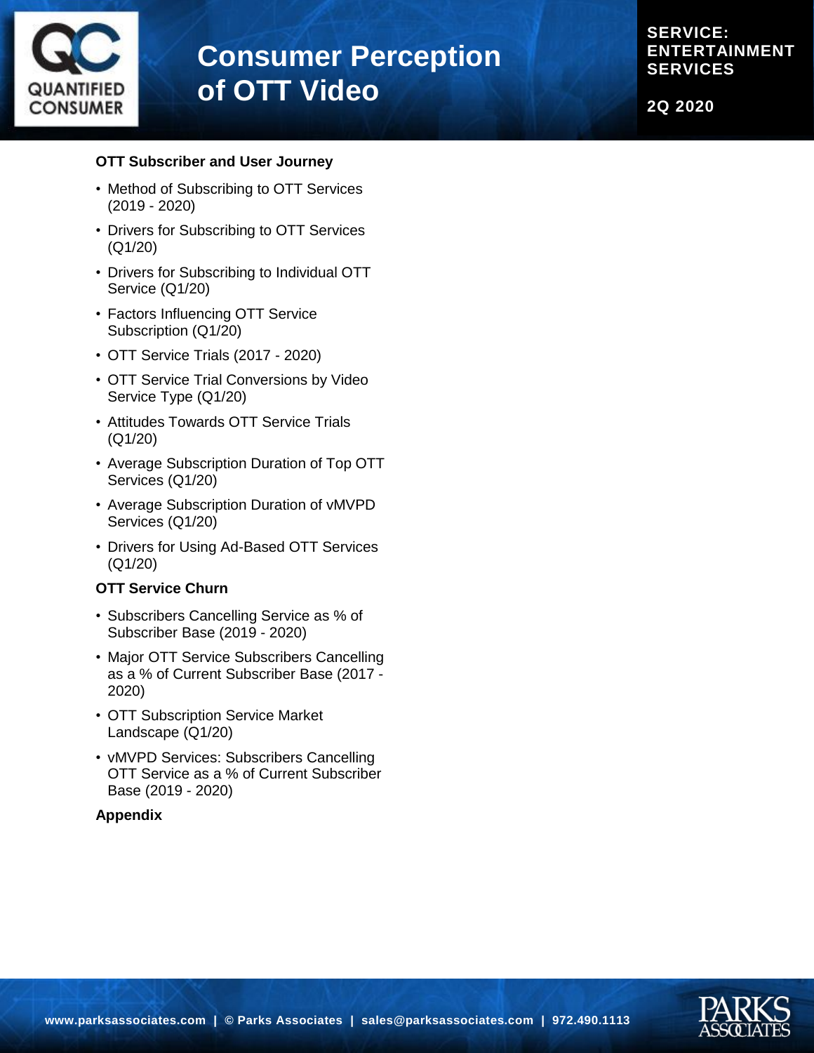**OTT Subscriber and User Journey**

- Method of Subscribing to OTT Services (2019 - 2020)
- Drivers for Subscribing to OTT Services (Q1/20)
- Drivers for Subscribing to Individual OTT Service (Q1/20)
- Factors Influencing OTT Service Subscription (Q1/20)
- OTT Service Trials (2017 - 2020)
- OTT Service Trial Conversions by Video Service Type (Q1/20)
- Attitudes Towards OTT Service Trials (Q1/20)
- Average Subscription Duration of Top OTT Services (Q1/20)
- Average Subscription Duration of vMVPD Services (Q1/20)
- Drivers for Using Ad-Based OTT Services (Q1/20)

**OTT Service Churn**

- Subscribers Cancelling Service as % of Subscriber Base (2019 - 2020)
- Major OTT Service Subscribers Cancelling as a % of Current Subscriber Base (2017 - 2020)
- OTT Subscription Service Market Landscape (Q1/20)
- vMVPD Services: Subscribers Cancelling OTT Service as a % of Current Subscriber Base (2019 - 2020)

**Appendix**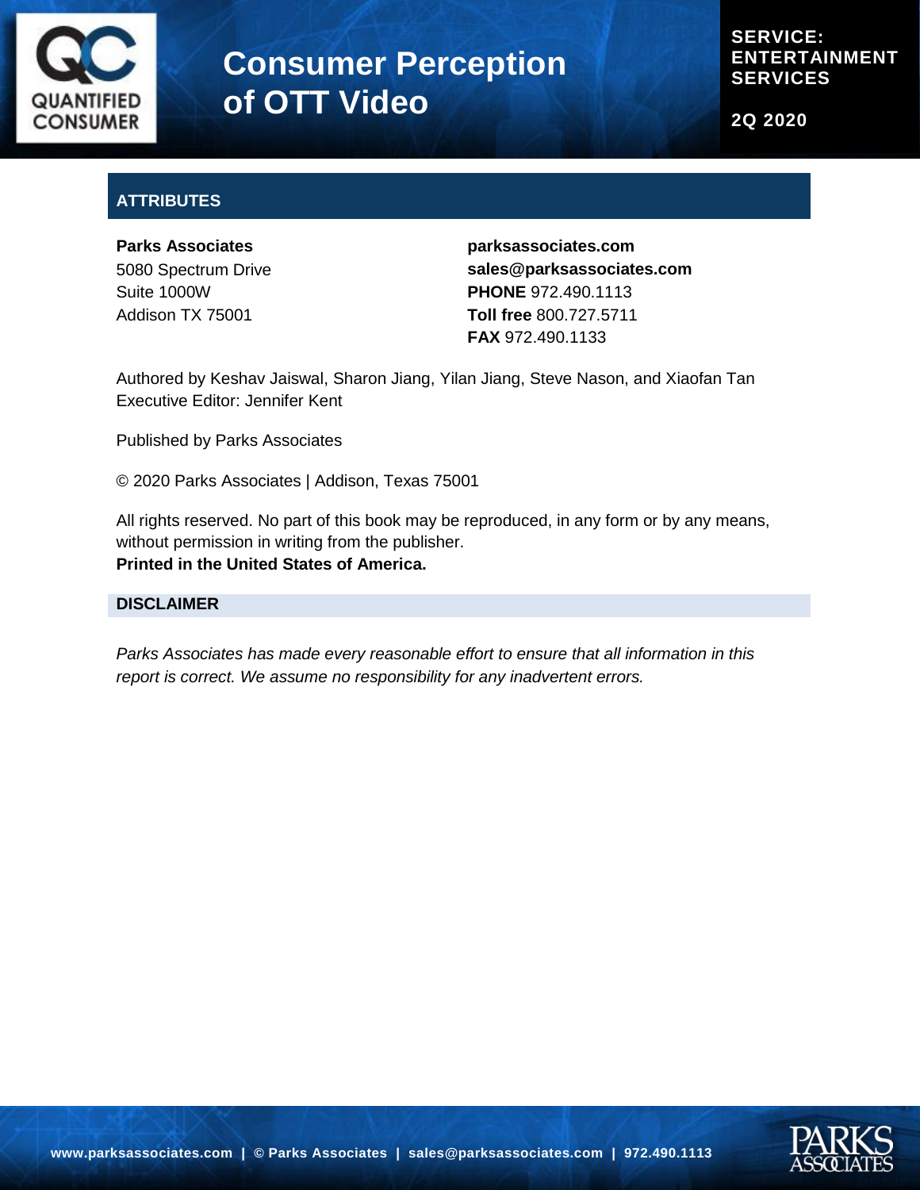# Consumer Perception of OTT Video

**SERVICE: ENTERTAINMENT SERVICES**

**2Q 2020**

## ATTRIBUTES

**Parks Associates**
5080 Spectrum Drive
Suite 1000W
Addison TX 75001

**parksassociates.com**
**sales@parksassociates.com**
**PHONE** 972.490.1113
**Toll free** 800.727.5711
**FAX** 972.490.1133

Authored by Keshav Jaiswal, Sharon Jiang, Yilan Jiang, Steve Nason, and Xiaofan Tan
Executive Editor: Jennifer Kent

Published by Parks Associates

© 2020 Parks Associates | Addison, Texas 75001

All rights reserved. No part of this book may be reproduced, in any form or by any means, without permission in writing from the publisher.
**Printed in the United States of America.**

## DISCLAIMER

*Parks Associates has made every reasonable effort to ensure that all information in this report is correct. We assume no responsibility for any inadvertent errors.*